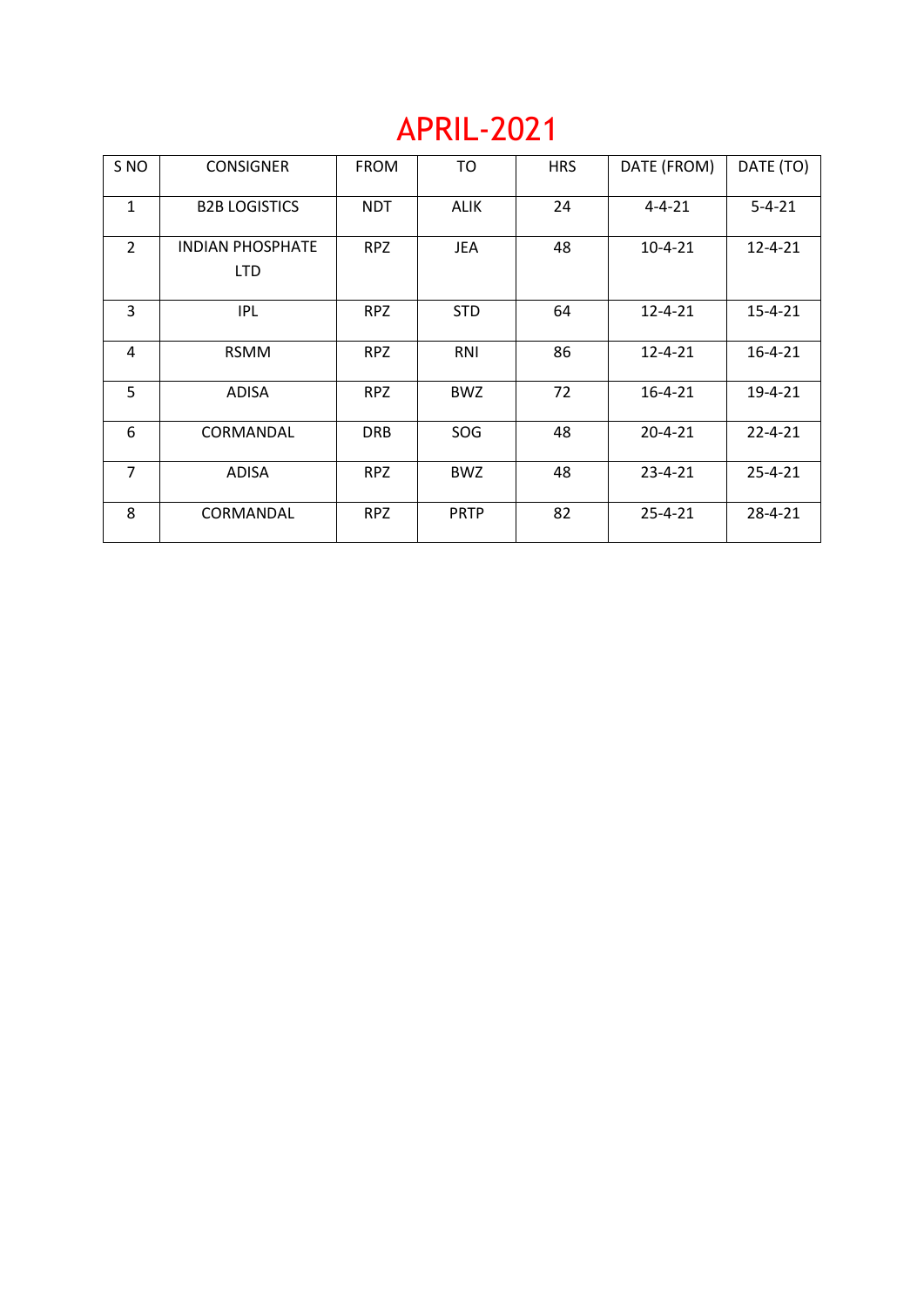# APRIL-2021

| S NO | CONSIGNER | FROM | TO | HRS | DATE (FROM) | DATE (TO) |
|---|---|---|---|---|---|---|
| 1 | B2B LOGISTICS | NDT | ALIK | 24 | 4-4-21 | 5-4-21 |
| 2 | INDIAN PHOSPHATE LTD | RPZ | JEA | 48 | 10-4-21 | 12-4-21 |
| 3 | IPL | RPZ | STD | 64 | 12-4-21 | 15-4-21 |
| 4 | RSMM | RPZ | RNI | 86 | 12-4-21 | 16-4-21 |
| 5 | ADISA | RPZ | BWZ | 72 | 16-4-21 | 19-4-21 |
| 6 | CORMANDAL | DRB | SOG | 48 | 20-4-21 | 22-4-21 |
| 7 | ADISA | RPZ | BWZ | 48 | 23-4-21 | 25-4-21 |
| 8 | CORMANDAL | RPZ | PRTP | 82 | 25-4-21 | 28-4-21 |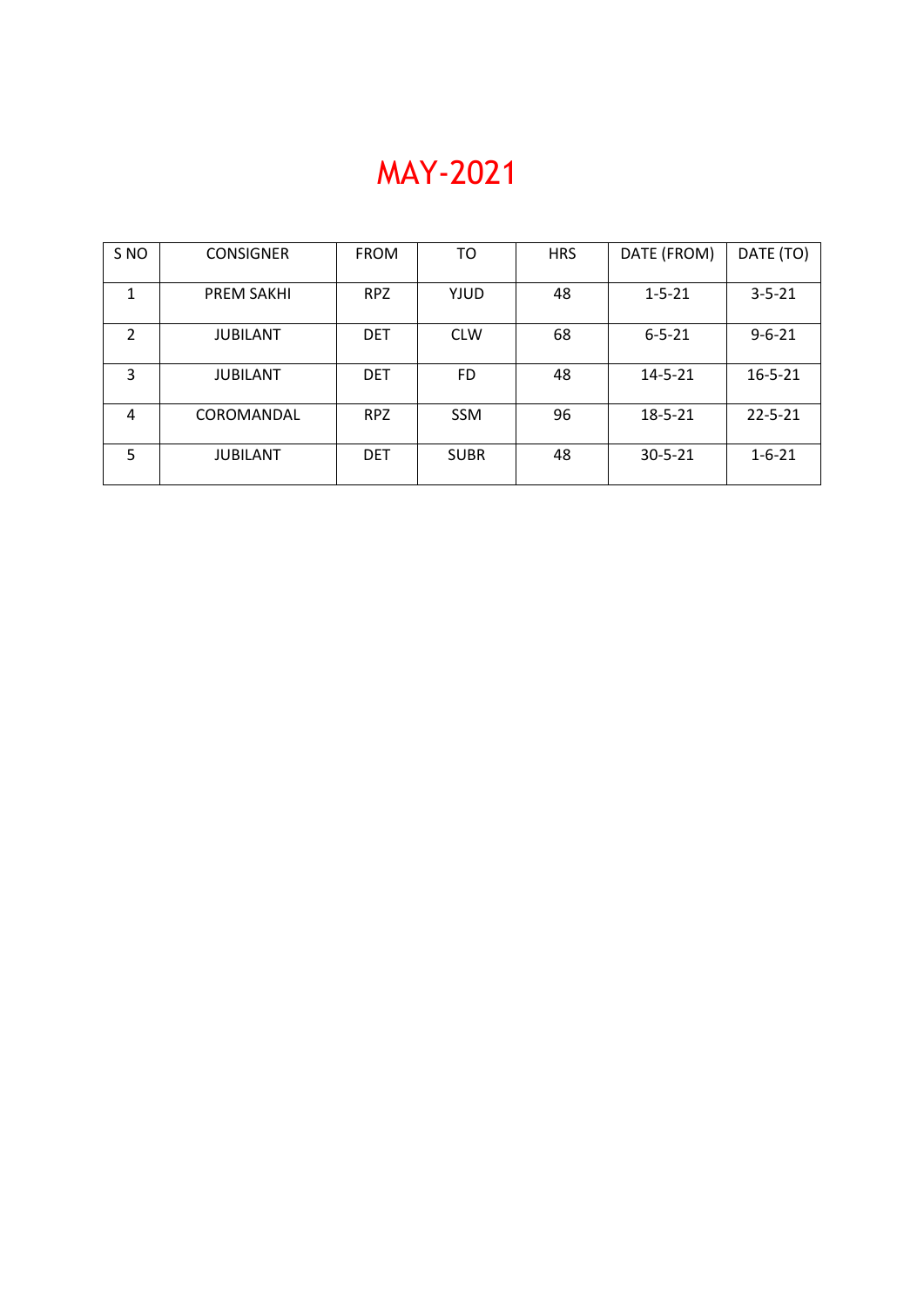# MAY-2021

| S NO | CONSIGNER | FROM | TO | HRS | DATE (FROM) | DATE (TO) |
|---|---|---|---|---|---|---|
| 1 | PREM SAKHI | RPZ | YJUD | 48 | 1-5-21 | 3-5-21 |
| 2 | JUBILANT | DET | CLW | 68 | 6-5-21 | 9-6-21 |
| 3 | JUBILANT | DET | FD | 48 | 14-5-21 | 16-5-21 |
| 4 | COROMANDAL | RPZ | SSM | 96 | 18-5-21 | 22-5-21 |
| 5 | JUBILANT | DET | SUBR | 48 | 30-5-21 | 1-6-21 |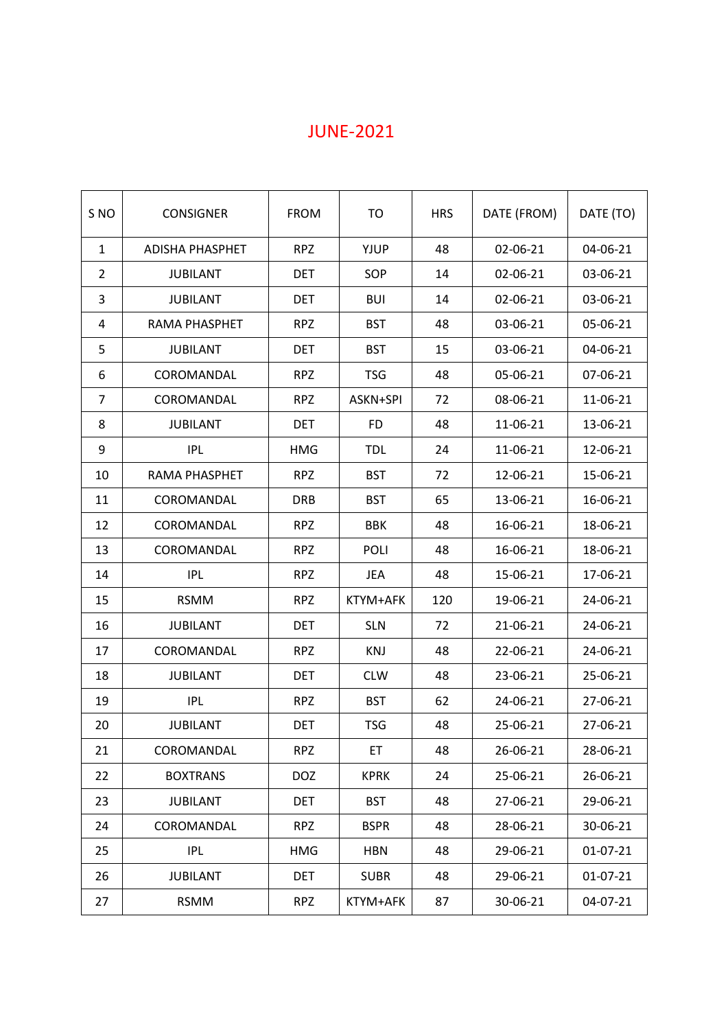# JUNE-2021

| S NO | CONSIGNER | FROM | TO | HRS | DATE (FROM) | DATE (TO) |
|---|---|---|---|---|---|---|
| 1 | ADISHA PHASPHET | RPZ | YJUP | 48 | 02-06-21 | 04-06-21 |
| 2 | JUBILANT | DET | SOP | 14 | 02-06-21 | 03-06-21 |
| 3 | JUBILANT | DET | BUI | 14 | 02-06-21 | 03-06-21 |
| 4 | RAMA PHASPHET | RPZ | BST | 48 | 03-06-21 | 05-06-21 |
| 5 | JUBILANT | DET | BST | 15 | 03-06-21 | 04-06-21 |
| 6 | COROMANDAL | RPZ | TSG | 48 | 05-06-21 | 07-06-21 |
| 7 | COROMANDAL | RPZ | ASKN+SPI | 72 | 08-06-21 | 11-06-21 |
| 8 | JUBILANT | DET | FD | 48 | 11-06-21 | 13-06-21 |
| 9 | IPL | HMG | TDL | 24 | 11-06-21 | 12-06-21 |
| 10 | RAMA PHASPHET | RPZ | BST | 72 | 12-06-21 | 15-06-21 |
| 11 | COROMANDAL | DRB | BST | 65 | 13-06-21 | 16-06-21 |
| 12 | COROMANDAL | RPZ | BBK | 48 | 16-06-21 | 18-06-21 |
| 13 | COROMANDAL | RPZ | POLI | 48 | 16-06-21 | 18-06-21 |
| 14 | IPL | RPZ | JEA | 48 | 15-06-21 | 17-06-21 |
| 15 | RSMM | RPZ | KTYM+AFK | 120 | 19-06-21 | 24-06-21 |
| 16 | JUBILANT | DET | SLN | 72 | 21-06-21 | 24-06-21 |
| 17 | COROMANDAL | RPZ | KNJ | 48 | 22-06-21 | 24-06-21 |
| 18 | JUBILANT | DET | CLW | 48 | 23-06-21 | 25-06-21 |
| 19 | IPL | RPZ | BST | 62 | 24-06-21 | 27-06-21 |
| 20 | JUBILANT | DET | TSG | 48 | 25-06-21 | 27-06-21 |
| 21 | COROMANDAL | RPZ | ET | 48 | 26-06-21 | 28-06-21 |
| 22 | BOXTRANS | DOZ | KPRK | 24 | 25-06-21 | 26-06-21 |
| 23 | JUBILANT | DET | BST | 48 | 27-06-21 | 29-06-21 |
| 24 | COROMANDAL | RPZ | BSPR | 48 | 28-06-21 | 30-06-21 |
| 25 | IPL | HMG | HBN | 48 | 29-06-21 | 01-07-21 |
| 26 | JUBILANT | DET | SUBR | 48 | 29-06-21 | 01-07-21 |
| 27 | RSMM | RPZ | KTYM+AFK | 87 | 30-06-21 | 04-07-21 |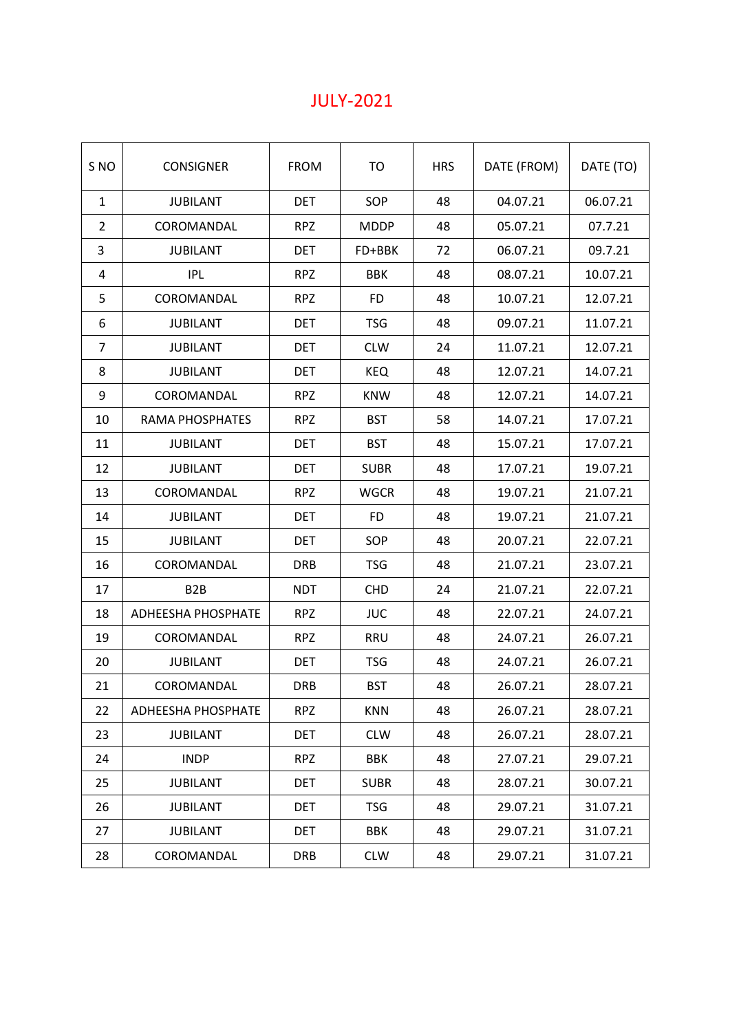# JULY-2021

| S NO | CONSIGNER | FROM | TO | HRS | DATE (FROM) | DATE (TO) |
|---|---|---|---|---|---|---|
| 1 | JUBILANT | DET | SOP | 48 | 04.07.21 | 06.07.21 |
| 2 | COROMANDAL | RPZ | MDDP | 48 | 05.07.21 | 07.7.21 |
| 3 | JUBILANT | DET | FD+BBK | 72 | 06.07.21 | 09.7.21 |
| 4 | IPL | RPZ | BBK | 48 | 08.07.21 | 10.07.21 |
| 5 | COROMANDAL | RPZ | FD | 48 | 10.07.21 | 12.07.21 |
| 6 | JUBILANT | DET | TSG | 48 | 09.07.21 | 11.07.21 |
| 7 | JUBILANT | DET | CLW | 24 | 11.07.21 | 12.07.21 |
| 8 | JUBILANT | DET | KEQ | 48 | 12.07.21 | 14.07.21 |
| 9 | COROMANDAL | RPZ | KNW | 48 | 12.07.21 | 14.07.21 |
| 10 | RAMA PHOSPHATES | RPZ | BST | 58 | 14.07.21 | 17.07.21 |
| 11 | JUBILANT | DET | BST | 48 | 15.07.21 | 17.07.21 |
| 12 | JUBILANT | DET | SUBR | 48 | 17.07.21 | 19.07.21 |
| 13 | COROMANDAL | RPZ | WGCR | 48 | 19.07.21 | 21.07.21 |
| 14 | JUBILANT | DET | FD | 48 | 19.07.21 | 21.07.21 |
| 15 | JUBILANT | DET | SOP | 48 | 20.07.21 | 22.07.21 |
| 16 | COROMANDAL | DRB | TSG | 48 | 21.07.21 | 23.07.21 |
| 17 | B2B | NDT | CHD | 24 | 21.07.21 | 22.07.21 |
| 18 | ADHEESHA PHOSPHATE | RPZ | JUC | 48 | 22.07.21 | 24.07.21 |
| 19 | COROMANDAL | RPZ | RRU | 48 | 24.07.21 | 26.07.21 |
| 20 | JUBILANT | DET | TSG | 48 | 24.07.21 | 26.07.21 |
| 21 | COROMANDAL | DRB | BST | 48 | 26.07.21 | 28.07.21 |
| 22 | ADHEESHA PHOSPHATE | RPZ | KNN | 48 | 26.07.21 | 28.07.21 |
| 23 | JUBILANT | DET | CLW | 48 | 26.07.21 | 28.07.21 |
| 24 | INDP | RPZ | BBK | 48 | 27.07.21 | 29.07.21 |
| 25 | JUBILANT | DET | SUBR | 48 | 28.07.21 | 30.07.21 |
| 26 | JUBILANT | DET | TSG | 48 | 29.07.21 | 31.07.21 |
| 27 | JUBILANT | DET | BBK | 48 | 29.07.21 | 31.07.21 |
| 28 | COROMANDAL | DRB | CLW | 48 | 29.07.21 | 31.07.21 |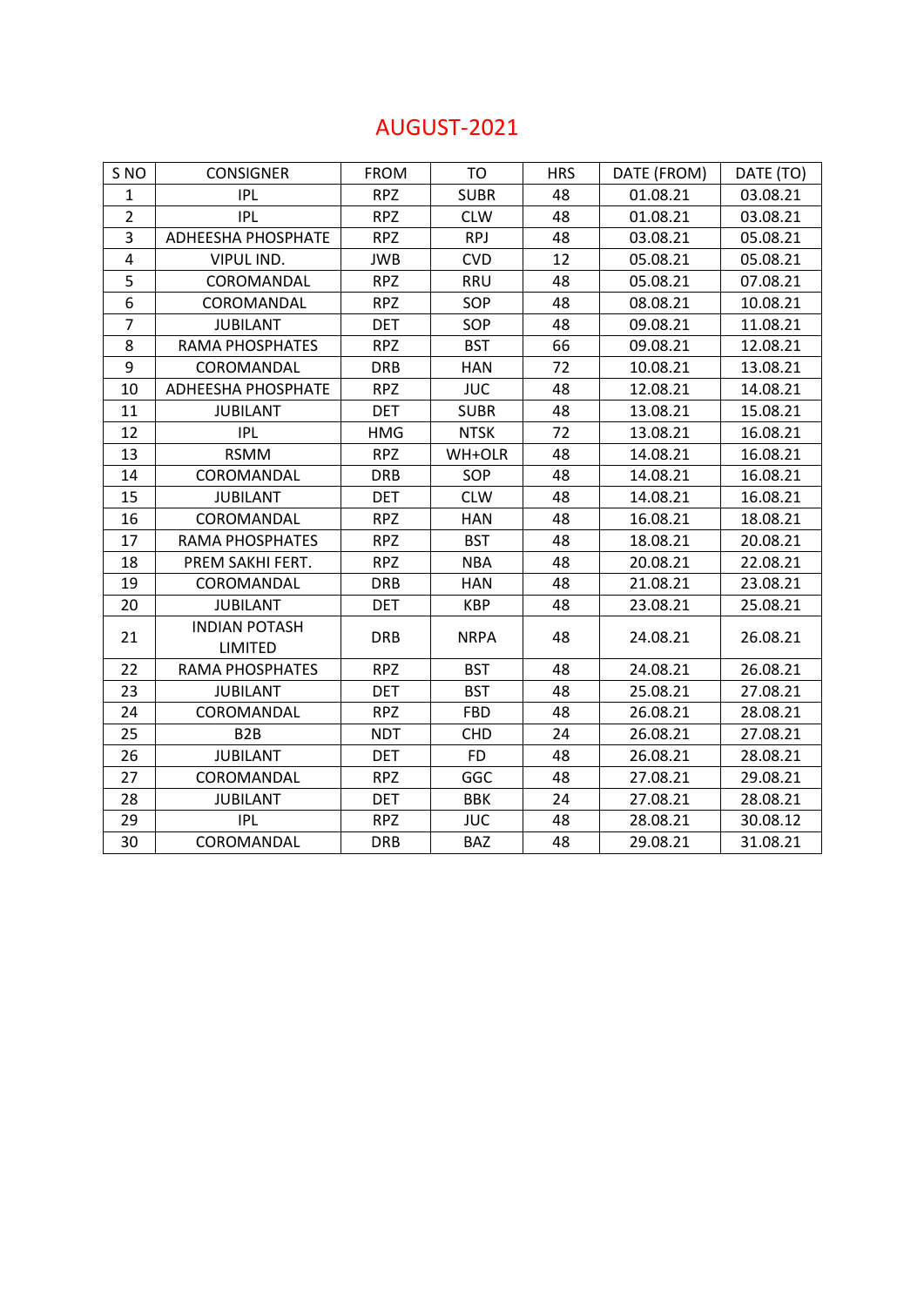# AUGUST-2021

| S NO | CONSIGNER | FROM | TO | HRS | DATE (FROM) | DATE (TO) |
|---|---|---|---|---|---|---|
| 1 | IPL | RPZ | SUBR | 48 | 01.08.21 | 03.08.21 |
| 2 | IPL | RPZ | CLW | 48 | 01.08.21 | 03.08.21 |
| 3 | ADHEESHA PHOSPHATE | RPZ | RPJ | 48 | 03.08.21 | 05.08.21 |
| 4 | VIPUL IND. | JWB | CVD | 12 | 05.08.21 | 05.08.21 |
| 5 | COROMANDAL | RPZ | RRU | 48 | 05.08.21 | 07.08.21 |
| 6 | COROMANDAL | RPZ | SOP | 48 | 08.08.21 | 10.08.21 |
| 7 | JUBILANT | DET | SOP | 48 | 09.08.21 | 11.08.21 |
| 8 | RAMA PHOSPHATES | RPZ | BST | 66 | 09.08.21 | 12.08.21 |
| 9 | COROMANDAL | DRB | HAN | 72 | 10.08.21 | 13.08.21 |
| 10 | ADHEESHA PHOSPHATE | RPZ | JUC | 48 | 12.08.21 | 14.08.21 |
| 11 | JUBILANT | DET | SUBR | 48 | 13.08.21 | 15.08.21 |
| 12 | IPL | HMG | NTSK | 72 | 13.08.21 | 16.08.21 |
| 13 | RSMM | RPZ | WH+OLR | 48 | 14.08.21 | 16.08.21 |
| 14 | COROMANDAL | DRB | SOP | 48 | 14.08.21 | 16.08.21 |
| 15 | JUBILANT | DET | CLW | 48 | 14.08.21 | 16.08.21 |
| 16 | COROMANDAL | RPZ | HAN | 48 | 16.08.21 | 18.08.21 |
| 17 | RAMA PHOSPHATES | RPZ | BST | 48 | 18.08.21 | 20.08.21 |
| 18 | PREM SAKHI FERT. | RPZ | NBA | 48 | 20.08.21 | 22.08.21 |
| 19 | COROMANDAL | DRB | HAN | 48 | 21.08.21 | 23.08.21 |
| 20 | JUBILANT | DET | KBP | 48 | 23.08.21 | 25.08.21 |
| 21 | INDIAN POTASH LIMITED | DRB | NRPA | 48 | 24.08.21 | 26.08.21 |
| 22 | RAMA PHOSPHATES | RPZ | BST | 48 | 24.08.21 | 26.08.21 |
| 23 | JUBILANT | DET | BST | 48 | 25.08.21 | 27.08.21 |
| 24 | COROMANDAL | RPZ | FBD | 48 | 26.08.21 | 28.08.21 |
| 25 | B2B | NDT | CHD | 24 | 26.08.21 | 27.08.21 |
| 26 | JUBILANT | DET | FD | 48 | 26.08.21 | 28.08.21 |
| 27 | COROMANDAL | RPZ | GGC | 48 | 27.08.21 | 29.08.21 |
| 28 | JUBILANT | DET | BBK | 24 | 27.08.21 | 28.08.21 |
| 29 | IPL | RPZ | JUC | 48 | 28.08.21 | 30.08.12 |
| 30 | COROMANDAL | DRB | BAZ | 48 | 29.08.21 | 31.08.21 |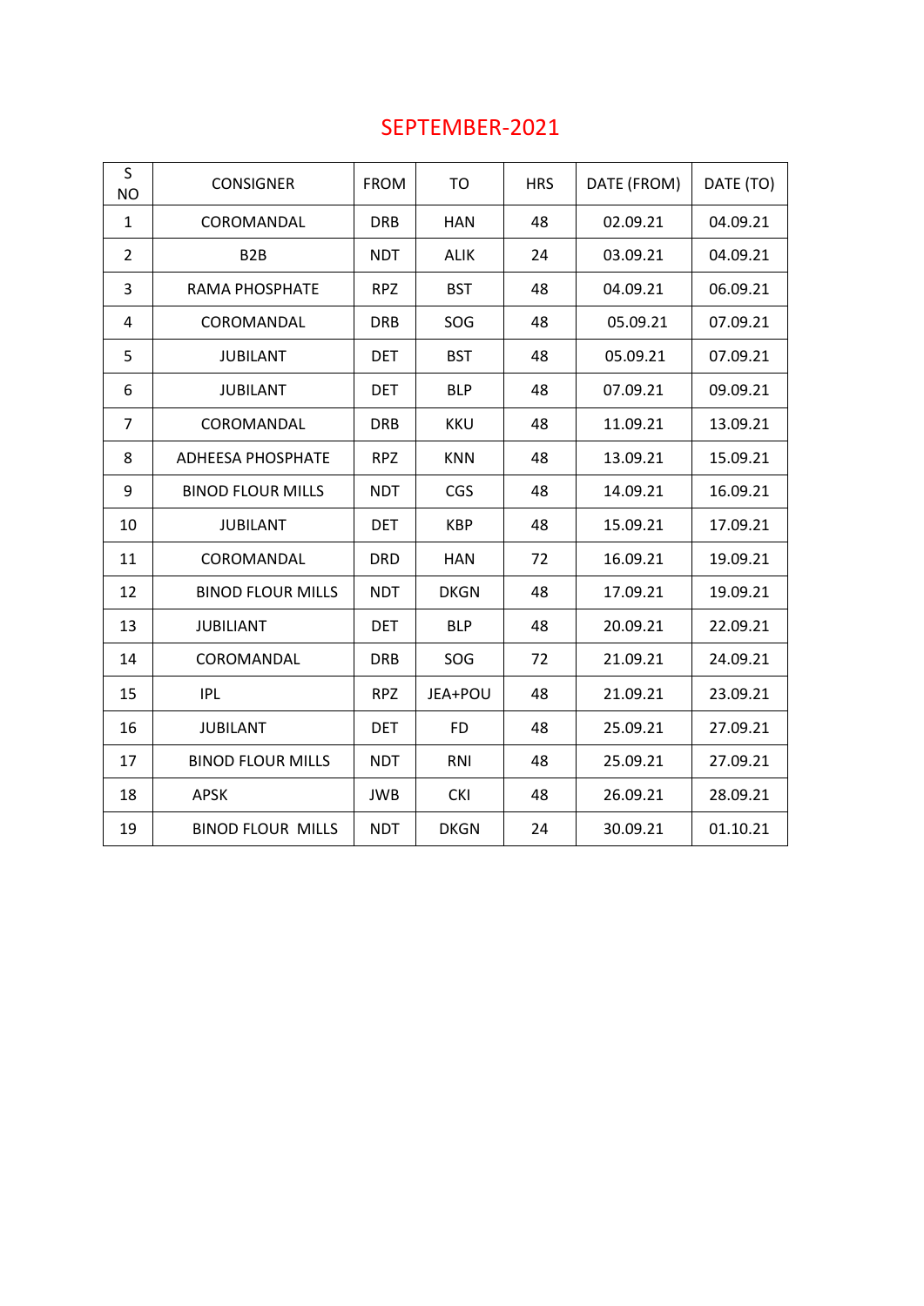# SEPTEMBER-2021

| S NO | CONSIGNER | FROM | TO | HRS | DATE (FROM) | DATE (TO) |
|---|---|---|---|---|---|---|
| 1 | COROMANDAL | DRB | HAN | 48 | 02.09.21 | 04.09.21 |
| 2 | B2B | NDT | ALIK | 24 | 03.09.21 | 04.09.21 |
| 3 | RAMA PHOSPHATE | RPZ | BST | 48 | 04.09.21 | 06.09.21 |
| 4 | COROMANDAL | DRB | SOG | 48 | 05.09.21 | 07.09.21 |
| 5 | JUBILANT | DET | BST | 48 | 05.09.21 | 07.09.21 |
| 6 | JUBILANT | DET | BLP | 48 | 07.09.21 | 09.09.21 |
| 7 | COROMANDAL | DRB | KKU | 48 | 11.09.21 | 13.09.21 |
| 8 | ADHEESA PHOSPHATE | RPZ | KNN | 48 | 13.09.21 | 15.09.21 |
| 9 | BINOD FLOUR MILLS | NDT | CGS | 48 | 14.09.21 | 16.09.21 |
| 10 | JUBILANT | DET | KBP | 48 | 15.09.21 | 17.09.21 |
| 11 | COROMANDAL | DRD | HAN | 72 | 16.09.21 | 19.09.21 |
| 12 | BINOD FLOUR MILLS | NDT | DKGN | 48 | 17.09.21 | 19.09.21 |
| 13 | JUBILIANT | DET | BLP | 48 | 20.09.21 | 22.09.21 |
| 14 | COROMANDAL | DRB | SOG | 72 | 21.09.21 | 24.09.21 |
| 15 | IPL | RPZ | JEA+POU | 48 | 21.09.21 | 23.09.21 |
| 16 | JUBILANT | DET | FD | 48 | 25.09.21 | 27.09.21 |
| 17 | BINOD FLOUR MILLS | NDT | RNI | 48 | 25.09.21 | 27.09.21 |
| 18 | APSK | JWB | CKI | 48 | 26.09.21 | 28.09.21 |
| 19 | BINOD FLOUR  MILLS | NDT | DKGN | 24 | 30.09.21 | 01.10.21 |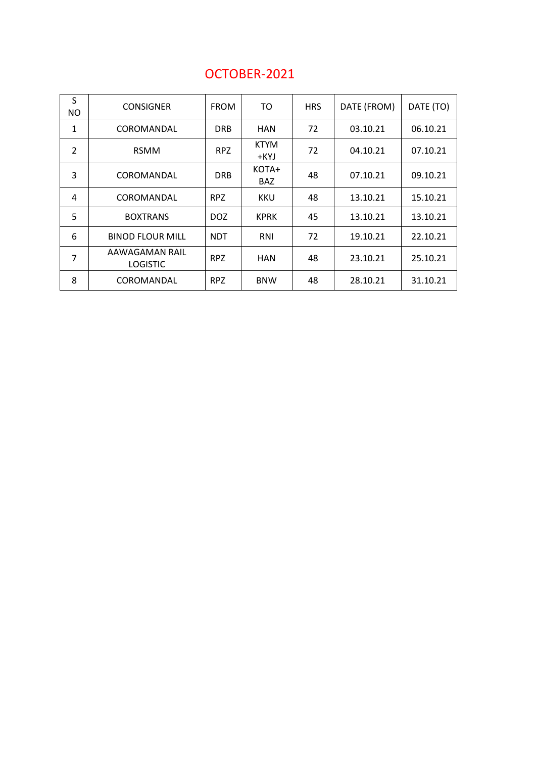# OCTOBER-2021

| S NO | CONSIGNER | FROM | TO | HRS | DATE (FROM) | DATE (TO) |
|---|---|---|---|---|---|---|
| 1 | COROMANDAL | DRB | HAN | 72 | 03.10.21 | 06.10.21 |
| 2 | RSMM | RPZ | KTYM +KYJ | 72 | 04.10.21 | 07.10.21 |
| 3 | COROMANDAL | DRB | KOTA+ BAZ | 48 | 07.10.21 | 09.10.21 |
| 4 | COROMANDAL | RPZ | KKU | 48 | 13.10.21 | 15.10.21 |
| 5 | BOXTRANS | DOZ | KPRK | 45 | 13.10.21 | 13.10.21 |
| 6 | BINOD FLOUR MILL | NDT | RNI | 72 | 19.10.21 | 22.10.21 |
| 7 | AAWAGAMAN RAIL LOGISTIC | RPZ | HAN | 48 | 23.10.21 | 25.10.21 |
| 8 | COROMANDAL | RPZ | BNW | 48 | 28.10.21 | 31.10.21 |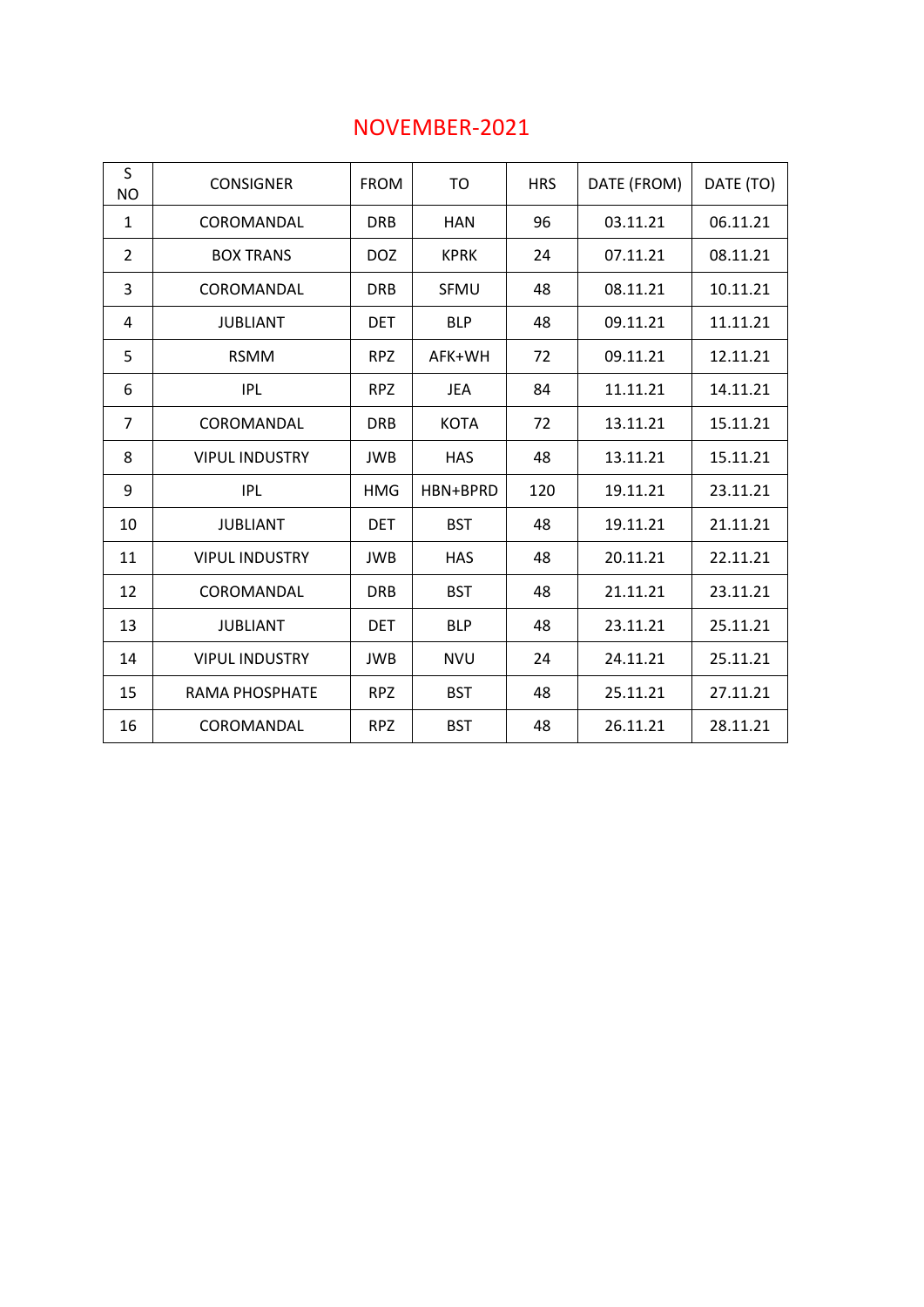# NOVEMBER-2021

| S NO | CONSIGNER | FROM | TO | HRS | DATE (FROM) | DATE (TO) |
|---|---|---|---|---|---|---|
| 1 | COROMANDAL | DRB | HAN | 96 | 03.11.21 | 06.11.21 |
| 2 | BOX TRANS | DOZ | KPRK | 24 | 07.11.21 | 08.11.21 |
| 3 | COROMANDAL | DRB | SFMU | 48 | 08.11.21 | 10.11.21 |
| 4 | JUBLIANT | DET | BLP | 48 | 09.11.21 | 11.11.21 |
| 5 | RSMM | RPZ | AFK+WH | 72 | 09.11.21 | 12.11.21 |
| 6 | IPL | RPZ | JEA | 84 | 11.11.21 | 14.11.21 |
| 7 | COROMANDAL | DRB | KOTA | 72 | 13.11.21 | 15.11.21 |
| 8 | VIPUL INDUSTRY | JWB | HAS | 48 | 13.11.21 | 15.11.21 |
| 9 | IPL | HMG | HBN+BPRD | 120 | 19.11.21 | 23.11.21 |
| 10 | JUBLIANT | DET | BST | 48 | 19.11.21 | 21.11.21 |
| 11 | VIPUL INDUSTRY | JWB | HAS | 48 | 20.11.21 | 22.11.21 |
| 12 | COROMANDAL | DRB | BST | 48 | 21.11.21 | 23.11.21 |
| 13 | JUBLIANT | DET | BLP | 48 | 23.11.21 | 25.11.21 |
| 14 | VIPUL INDUSTRY | JWB | NVU | 24 | 24.11.21 | 25.11.21 |
| 15 | RAMA PHOSPHATE | RPZ | BST | 48 | 25.11.21 | 27.11.21 |
| 16 | COROMANDAL | RPZ | BST | 48 | 26.11.21 | 28.11.21 |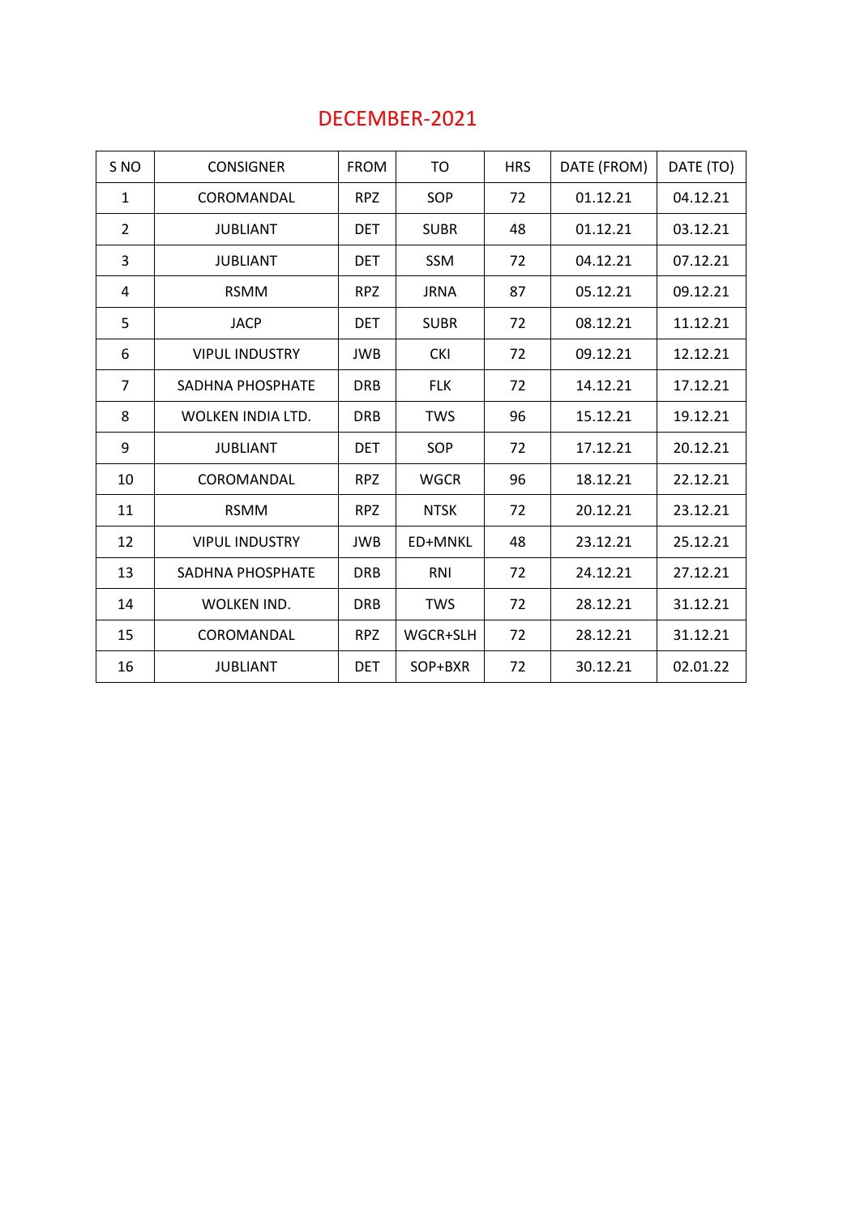# DECEMBER-2021

| S NO | CONSIGNER | FROM | TO | HRS | DATE (FROM) | DATE (TO) |
|---|---|---|---|---|---|---|
| 1 | COROMANDAL | RPZ | SOP | 72 | 01.12.21 | 04.12.21 |
| 2 | JUBLIANT | DET | SUBR | 48 | 01.12.21 | 03.12.21 |
| 3 | JUBLIANT | DET | SSM | 72 | 04.12.21 | 07.12.21 |
| 4 | RSMM | RPZ | JRNA | 87 | 05.12.21 | 09.12.21 |
| 5 | JACP | DET | SUBR | 72 | 08.12.21 | 11.12.21 |
| 6 | VIPUL INDUSTRY | JWB | CKI | 72 | 09.12.21 | 12.12.21 |
| 7 | SADHNA PHOSPHATE | DRB | FLK | 72 | 14.12.21 | 17.12.21 |
| 8 | WOLKEN INDIA LTD. | DRB | TWS | 96 | 15.12.21 | 19.12.21 |
| 9 | JUBLIANT | DET | SOP | 72 | 17.12.21 | 20.12.21 |
| 10 | COROMANDAL | RPZ | WGCR | 96 | 18.12.21 | 22.12.21 |
| 11 | RSMM | RPZ | NTSK | 72 | 20.12.21 | 23.12.21 |
| 12 | VIPUL INDUSTRY | JWB | ED+MNKL | 48 | 23.12.21 | 25.12.21 |
| 13 | SADHNA PHOSPHATE | DRB | RNI | 72 | 24.12.21 | 27.12.21 |
| 14 | WOLKEN IND. | DRB | TWS | 72 | 28.12.21 | 31.12.21 |
| 15 | COROMANDAL | RPZ | WGCR+SLH | 72 | 28.12.21 | 31.12.21 |
| 16 | JUBLIANT | DET | SOP+BXR | 72 | 30.12.21 | 02.01.22 |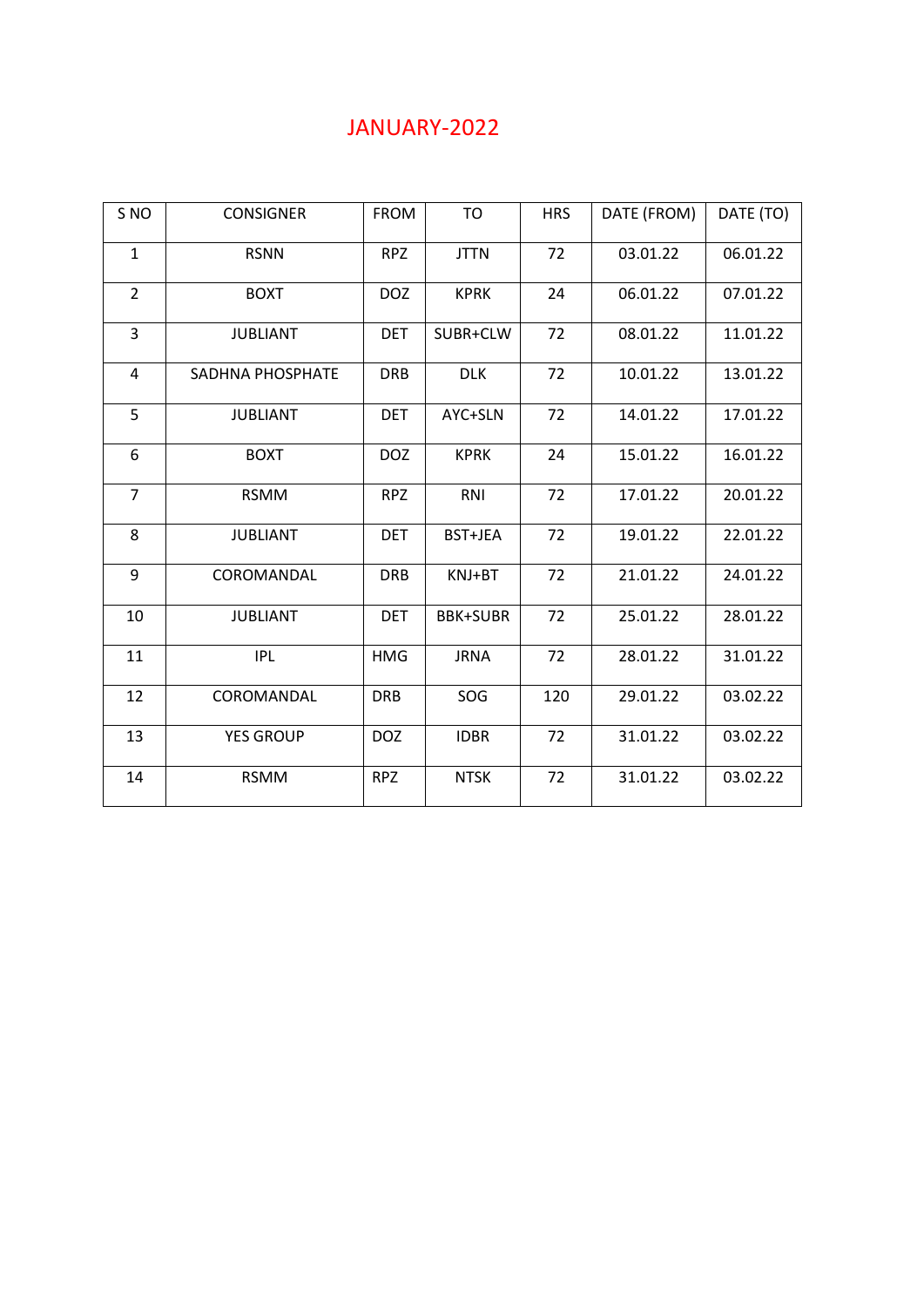# JANUARY-2022

| S NO | CONSIGNER | FROM | TO | HRS | DATE (FROM) | DATE (TO) |
|---|---|---|---|---|---|---|
| 1 | RSNN | RPZ | JTTN | 72 | 03.01.22 | 06.01.22 |
| 2 | BOXT | DOZ | KPRK | 24 | 06.01.22 | 07.01.22 |
| 3 | JUBLIANT | DET | SUBR+CLW | 72 | 08.01.22 | 11.01.22 |
| 4 | SADHNA PHOSPHATE | DRB | DLK | 72 | 10.01.22 | 13.01.22 |
| 5 | JUBLIANT | DET | AYC+SLN | 72 | 14.01.22 | 17.01.22 |
| 6 | BOXT | DOZ | KPRK | 24 | 15.01.22 | 16.01.22 |
| 7 | RSMM | RPZ | RNI | 72 | 17.01.22 | 20.01.22 |
| 8 | JUBLIANT | DET | BST+JEA | 72 | 19.01.22 | 22.01.22 |
| 9 | COROMANDAL | DRB | KNJ+BT | 72 | 21.01.22 | 24.01.22 |
| 10 | JUBLIANT | DET | BBK+SUBR | 72 | 25.01.22 | 28.01.22 |
| 11 | IPL | HMG | JRNA | 72 | 28.01.22 | 31.01.22 |
| 12 | COROMANDAL | DRB | SOG | 120 | 29.01.22 | 03.02.22 |
| 13 | YES GROUP | DOZ | IDBR | 72 | 31.01.22 | 03.02.22 |
| 14 | RSMM | RPZ | NTSK | 72 | 31.01.22 | 03.02.22 |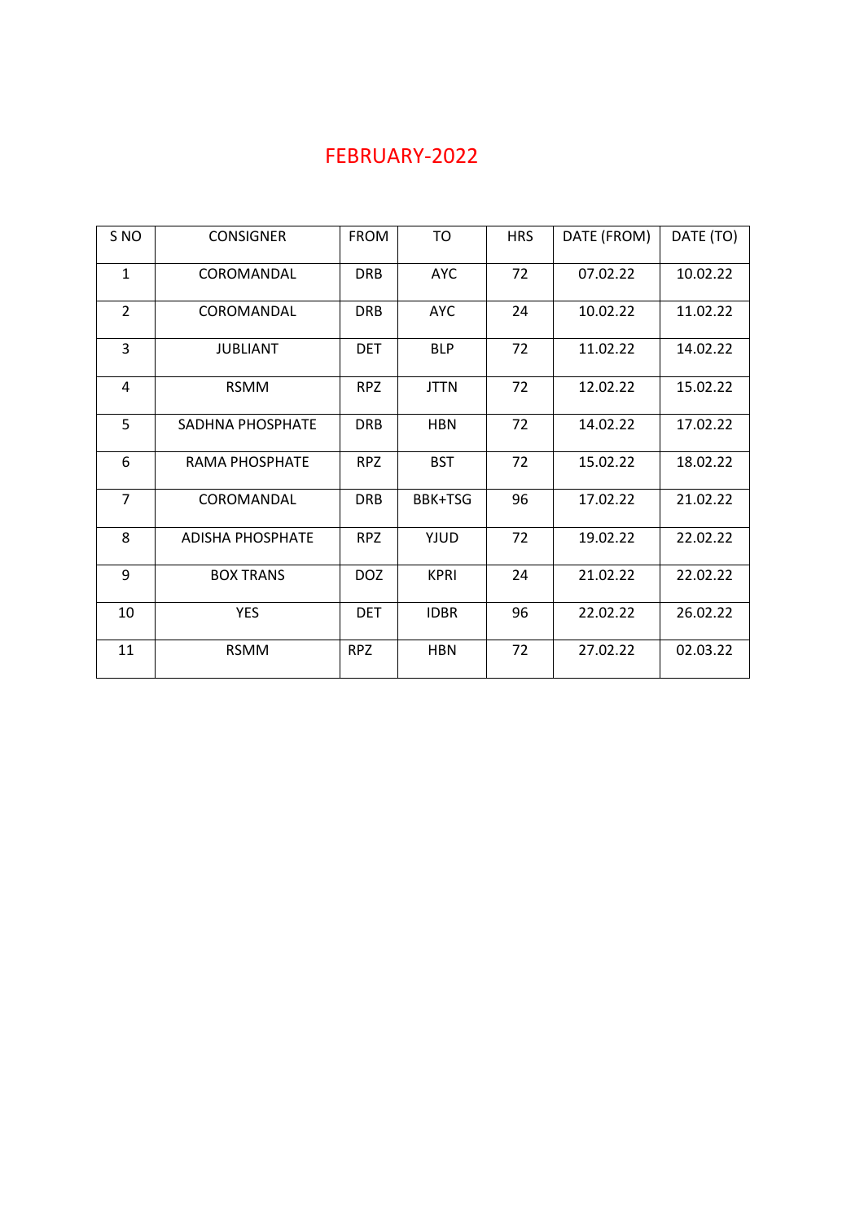# FEBRUARY-2022

| S NO | CONSIGNER | FROM | TO | HRS | DATE (FROM) | DATE (TO) |
|---|---|---|---|---|---|---|
| 1 | COROMANDAL | DRB | AYC | 72 | 07.02.22 | 10.02.22 |
| 2 | COROMANDAL | DRB | AYC | 24 | 10.02.22 | 11.02.22 |
| 3 | JUBLIANT | DET | BLP | 72 | 11.02.22 | 14.02.22 |
| 4 | RSMM | RPZ | JTTN | 72 | 12.02.22 | 15.02.22 |
| 5 | SADHNA PHOSPHATE | DRB | HBN | 72 | 14.02.22 | 17.02.22 |
| 6 | RAMA PHOSPHATE | RPZ | BST | 72 | 15.02.22 | 18.02.22 |
| 7 | COROMANDAL | DRB | BBK+TSG | 96 | 17.02.22 | 21.02.22 |
| 8 | ADISHA PHOSPHATE | RPZ | YJUD | 72 | 19.02.22 | 22.02.22 |
| 9 | BOX TRANS | DOZ | KPRI | 24 | 21.02.22 | 22.02.22 |
| 10 | YES | DET | IDBR | 96 | 22.02.22 | 26.02.22 |
| 11 | RSMM | RPZ | HBN | 72 | 27.02.22 | 02.03.22 |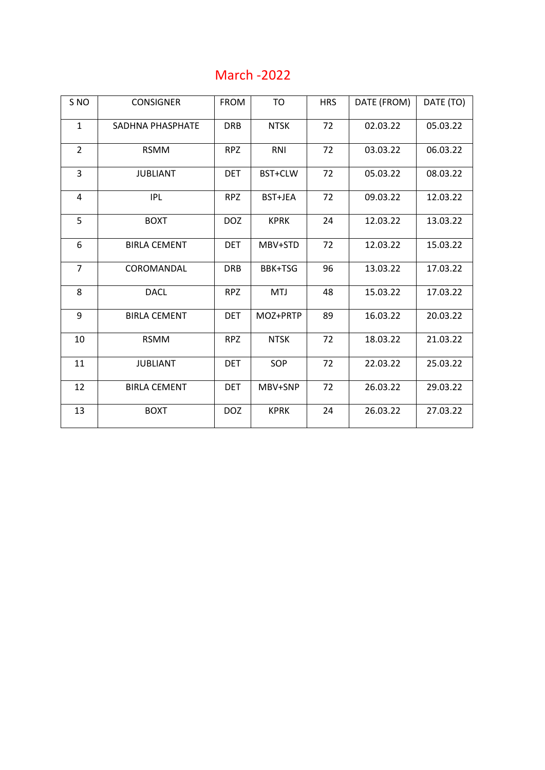# March -2022

| S NO | CONSIGNER | FROM | TO | HRS | DATE (FROM) | DATE (TO) |
|---|---|---|---|---|---|---|
| 1 | SADHNA PHASPHATE | DRB | NTSK | 72 | 02.03.22 | 05.03.22 |
| 2 | RSMM | RPZ | RNI | 72 | 03.03.22 | 06.03.22 |
| 3 | JUBLIANT | DET | BST+CLW | 72 | 05.03.22 | 08.03.22 |
| 4 | IPL | RPZ | BST+JEA | 72 | 09.03.22 | 12.03.22 |
| 5 | BOXT | DOZ | KPRK | 24 | 12.03.22 | 13.03.22 |
| 6 | BIRLA CEMENT | DET | MBV+STD | 72 | 12.03.22 | 15.03.22 |
| 7 | COROMANDAL | DRB | BBK+TSG | 96 | 13.03.22 | 17.03.22 |
| 8 | DACL | RPZ | MTJ | 48 | 15.03.22 | 17.03.22 |
| 9 | BIRLA CEMENT | DET | MOZ+PRTP | 89 | 16.03.22 | 20.03.22 |
| 10 | RSMM | RPZ | NTSK | 72 | 18.03.22 | 21.03.22 |
| 11 | JUBLIANT | DET | SOP | 72 | 22.03.22 | 25.03.22 |
| 12 | BIRLA CEMENT | DET | MBV+SNP | 72 | 26.03.22 | 29.03.22 |
| 13 | BOXT | DOZ | KPRK | 24 | 26.03.22 | 27.03.22 |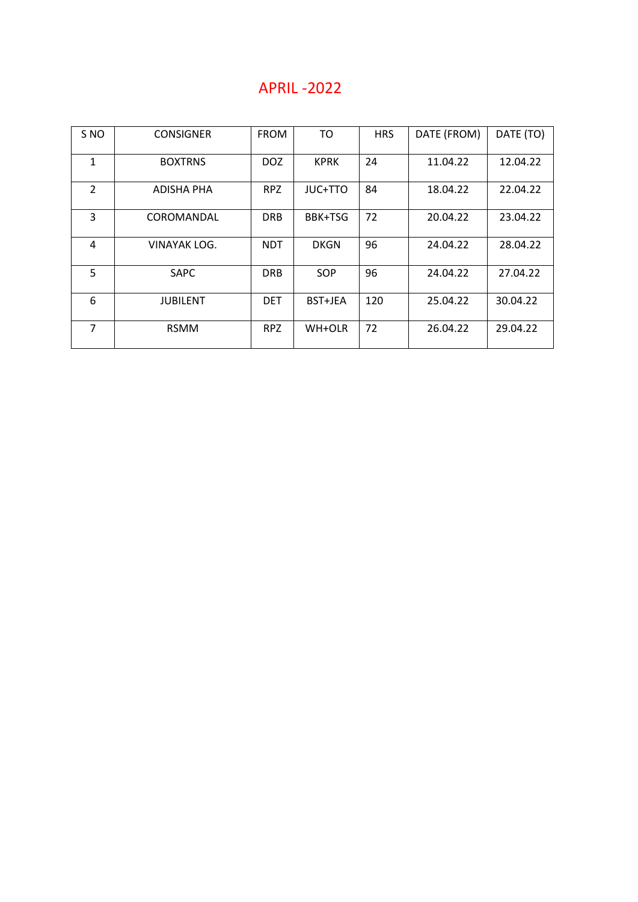# APRIL -2022

| S NO | CONSIGNER | FROM | TO | HRS | DATE (FROM) | DATE (TO) |
|---|---|---|---|---|---|---|
| 1 | BOXTRNS | DOZ | KPRK | 24 | 11.04.22 | 12.04.22 |
| 2 | ADISHA PHA | RPZ | JUC+TTO | 84 | 18.04.22 | 22.04.22 |
| 3 | COROMANDAL | DRB | BBK+TSG | 72 | 20.04.22 | 23.04.22 |
| 4 | VINAYAK LOG. | NDT | DKGN | 96 | 24.04.22 | 28.04.22 |
| 5 | SAPC | DRB | SOP | 96 | 24.04.22 | 27.04.22 |
| 6 | JUBILENT | DET | BST+JEA | 120 | 25.04.22 | 30.04.22 |
| 7 | RSMM | RPZ | WH+OLR | 72 | 26.04.22 | 29.04.22 |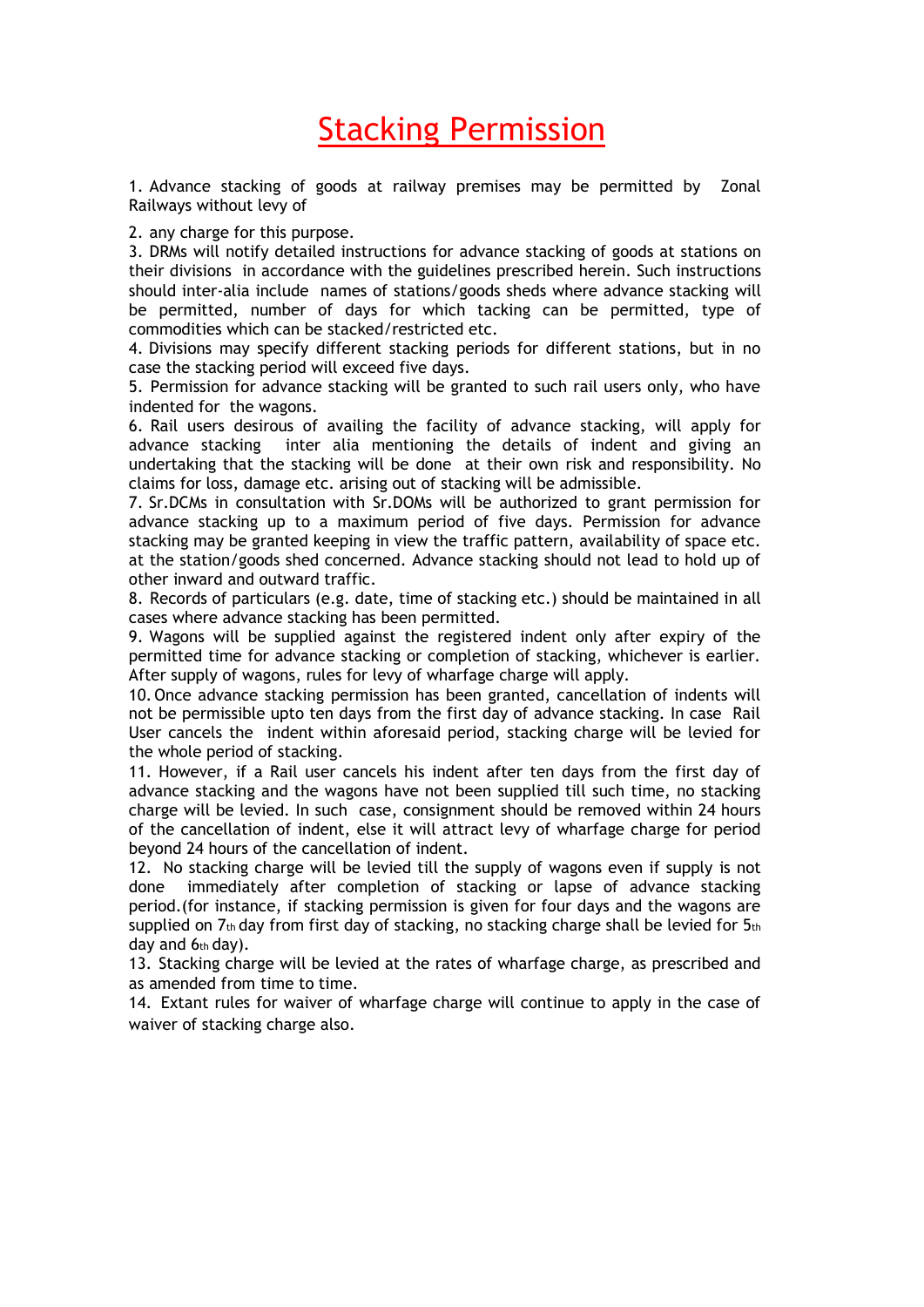# Stacking Permission

1. Advance stacking of goods at railway premises may be permitted by Zonal Railways without levy of

2. any charge for this purpose.
3. DRMs will notify detailed instructions for advance stacking of goods at stations on their divisions in accordance with the guidelines prescribed herein. Such instructions should inter-alia include names of stations/goods sheds where advance stacking will be permitted, number of days for which tacking can be permitted, type of commodities which can be stacked/restricted etc.
4. Divisions may specify different stacking periods for different stations, but in no case the stacking period will exceed five days.
5. Permission for advance stacking will be granted to such rail users only, who have indented for the wagons.
6. Rail users desirous of availing the facility of advance stacking, will apply for advance stacking inter alia mentioning the details of indent and giving an undertaking that the stacking will be done at their own risk and responsibility. No claims for loss, damage etc. arising out of stacking will be admissible.
7. Sr.DCMs in consultation with Sr.DOMs will be authorized to grant permission for advance stacking up to a maximum period of five days. Permission for advance stacking may be granted keeping in view the traffic pattern, availability of space etc. at the station/goods shed concerned. Advance stacking should not lead to hold up of other inward and outward traffic.
8. Records of particulars (e.g. date, time of stacking etc.) should be maintained in all cases where advance stacking has been permitted.
9. Wagons will be supplied against the registered indent only after expiry of the permitted time for advance stacking or completion of stacking, whichever is earlier. After supply of wagons, rules for levy of wharfage charge will apply.
10. Once advance stacking permission has been granted, cancellation of indents will not be permissible upto ten days from the first day of advance stacking. In case Rail User cancels the indent within aforesaid period, stacking charge will be levied for the whole period of stacking.
11. However, if a Rail user cancels his indent after ten days from the first day of advance stacking and the wagons have not been supplied till such time, no stacking charge will be levied. In such case, consignment should be removed within 24 hours of the cancellation of indent, else it will attract levy of wharfage charge for period beyond 24 hours of the cancellation of indent.
12. No stacking charge will be levied till the supply of wagons even if supply is not done immediately after completion of stacking or lapse of advance stacking period.(for instance, if stacking permission is given for four days and the wagons are supplied on 7th day from first day of stacking, no stacking charge shall be levied for 5th day and 6th day).
13. Stacking charge will be levied at the rates of wharfage charge, as prescribed and as amended from time to time.
14. Extant rules for waiver of wharfage charge will continue to apply in the case of waiver of stacking charge also.